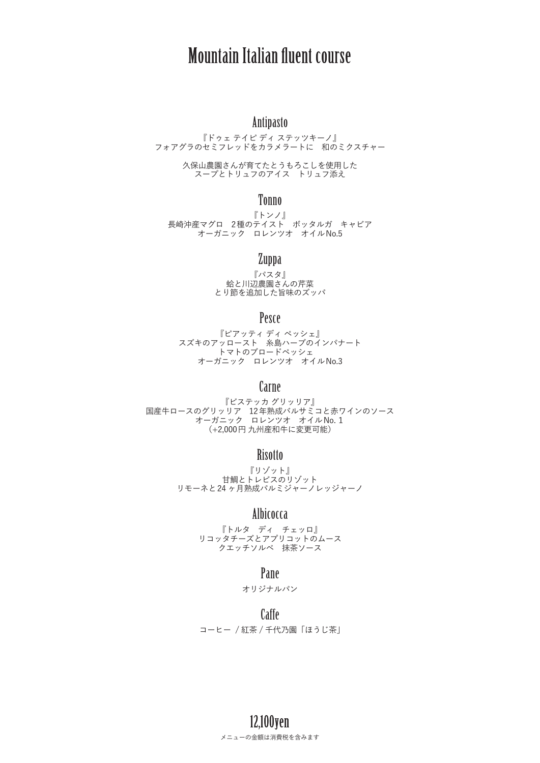# Mountain Italian fluent course

## Antipasto

『ドゥェ テイピ ディ ステッツキーノ』
フォアグラのセミフレッドをカラメラートに　和のミクスチャー

久保山農園さんが育てたとうもろこしを使用した
スープとトリュフのアイス　トリュフ添え

## Tonno

『トンノ』
長崎沖産マグロ　2種のテイスト　ボッタルガ　キャビア
オーガニック　ロレンツオ　オイルNo.5

## Zuppa

『パスタ』
蛤と川辺農園さんの芹菜
とり節を追加した旨味のズッパ

## Pesce

『ピアッティ ディ ペッシェ』
スズキのアッロースト　糸島ハーブのインパナート
トマトのブロードペッシェ
オーガニック　ロレンツオ　オイルNo.3

## Carne

『ビステッカ グリッリア』
国産牛ロースのグリッリア　12年熟成バルサミコと赤ワインのソース
オーガニック　ロレンツオ　オイルNo. 1
（+2,000円 九州産和牛に変更可能）

## Risotto

『リゾット』
甘鯛とトレビスのリゾット
リモーネと24ヶ月熟成パルミジャーノレッジャーノ

## Albicocca

『トルタ　ディ　チェッロ』
リコッタチーズとアプリコットのムース
クエッチソルベ　抹茶ソース

## Pane

オリジナルパン

## Caffe

コーヒー / 紅茶 / 千代乃園「ほうじ茶」

## 12,100yen

メニューの金額は消費税を含みます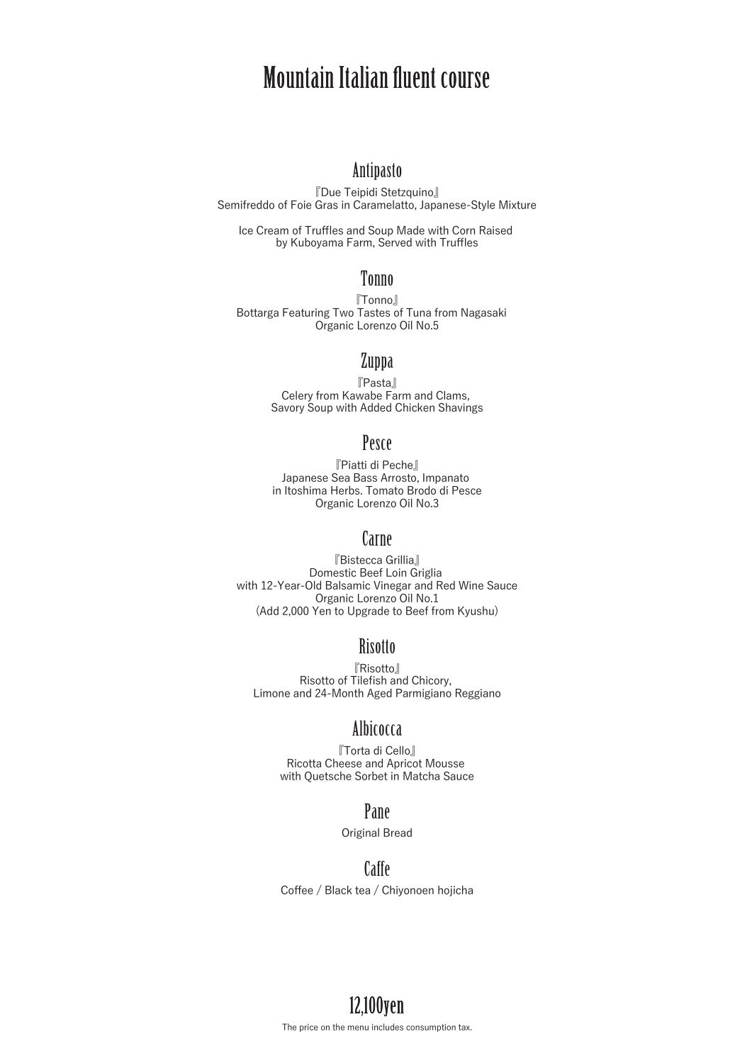# Mountain Italian fluent course

## Antipasto

『Due Teipidi Stetzquino』
Semifreddo of Foie Gras in Caramelatto, Japanese-Style Mixture

Ice Cream of Truffles and Soup Made with Corn Raised
by Kuboyama Farm, Served with Truffles

## Tonno

『Tonno』
Bottarga Featuring Two Tastes of Tuna from Nagasaki
Organic Lorenzo Oil No.5

## Zuppa

『Pasta』
Celery from Kawabe Farm and Clams,
Savory Soup with Added Chicken Shavings

## Pesce

『Piatti di Peche』
Japanese Sea Bass Arrosto, Impanato
in Itoshima Herbs. Tomato Brodo di Pesce
Organic Lorenzo Oil No.3

## Carne

『Bistecca Grillia』
Domestic Beef Loin Griglia
with 12-Year-Old Balsamic Vinegar and Red Wine Sauce
Organic Lorenzo Oil No.1
(Add 2,000 Yen to Upgrade to Beef from Kyushu)

## Risotto

『Risotto』
Risotto of Tilefish and Chicory,
Limone and 24-Month Aged Parmigiano Reggiano

## Albicocca

『Torta di Cello』
Ricotta Cheese and Apricot Mousse
with Quetsche Sorbet in Matcha Sauce

## Pane

Original Bread

## Caffe

Coffee / Black tea / Chiyonoen hojicha

## 12,100yen

The price on the menu includes consumption tax.